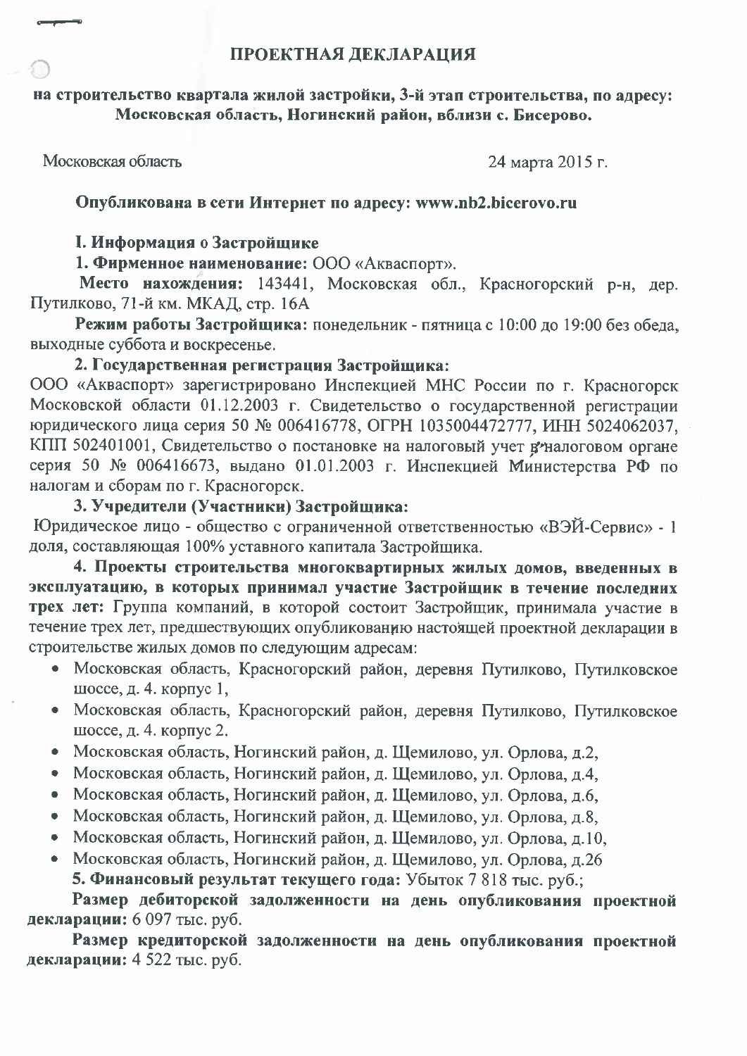# ПРОЕКТНАЯ ДЕКЛАРАЦИЯ

**на строительство квартала жилой застройки, 3-й этап строительства, по адресу: Московская область, Ногинский район, вблизи с. Бисерово.**

Московская область 24 марта 2015 г.

**Опубликована в сети Интернет по адресу: www.nb2.bicerovo.ru**

## I. Информация о Застройщике

**1. Фирменное наименование:** ООО «Акваспорт».

**Место нахождения:** 143441, Московская обл., Красногорский р-н, дер. Путилково, 71-й км. МКАД, стр. 16А

**Режим работы Застройщика:** понедельник - пятница с 10:00 до 19:00 без обеда, выходные суббота и воскресенье.

**2. Государственная регистрация Застройщика:**

ООО «Акваспорт» зарегистрировано Инспекцией МНС России по г. Красногорск Московской области 01.12.2003 г. Свидетельство о государственной регистрации юридического лица серия 50 № 006416778, ОГРН 1035004472777, ИНН 5024062037, КПП 502401001, Свидетельство о постановке на налоговый учет в налоговом органе серия 50 № 006416673, выдано 01.01.2003 г. Инспекцией Министерства РФ по налогам и сборам по г. Красногорск.

**3. Учредители (Участники) Застройщика:**

Юридическое лицо - общество с ограниченной ответственностью «ВЭЙ-Сервис» - 1 доля, составляющая 100% уставного капитала Застройщика.

**4. Проекты строительства многоквартирных жилых домов, введенных в эксплуатацию, в которых принимал участие Застройщик в течение последних трех лет:** Группа компаний, в которой состоит Застройщик, принимала участие в течение трех лет, предшествующих опубликованию настоящей проектной декларации в строительстве жилых домов по следующим адресам:

- Московская область, Красногорский район, деревня Путилково, Путилковское шоссе, д. 4. корпус 1,
- Московская область, Красногорский район, деревня Путилково, Путилковское шоссе, д. 4. корпус 2.
- Московская область, Ногинский район, д. Щемилово, ул. Орлова, д.2,
- Московская область, Ногинский район, д. Щемилово, ул. Орлова, д.4,
- Московская область, Ногинский район, д. Щемилово, ул. Орлова, д.6,
- Московская область, Ногинский район, д. Щемилово, ул. Орлова, д.8,
- Московская область, Ногинский район, д. Щемилово, ул. Орлова, д.10,
- Московская область, Ногинский район, д. Щемилово, ул. Орлова, д.26

**5. Финансовый результат текущего года:** Убыток 7 818 тыс. руб.;

**Размер дебиторской задолженности на день опубликования проектной декларации:** 6 097 тыс. руб.

**Размер кредиторской задолженности на день опубликования проектной декларации:** 4 522 тыс. руб.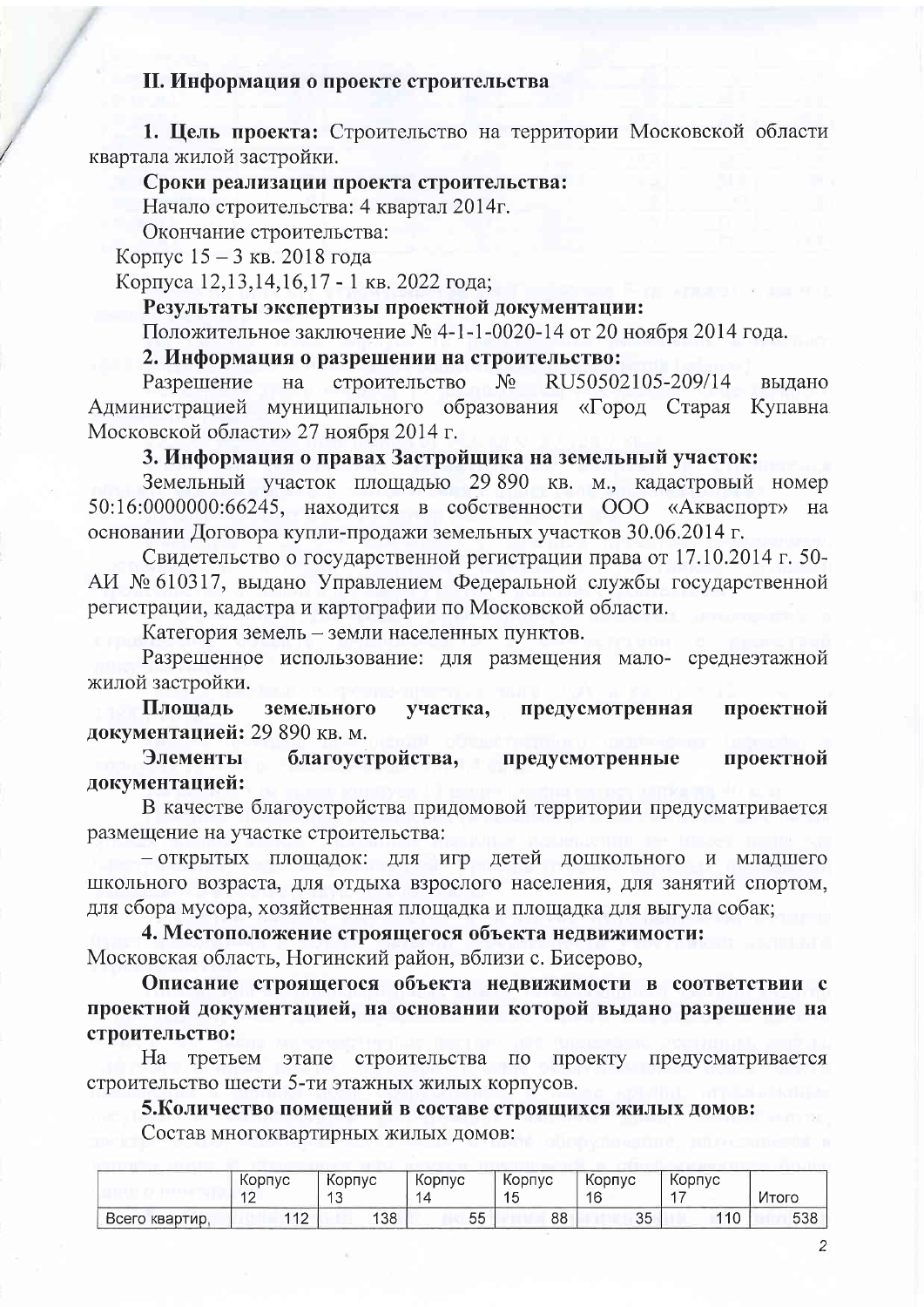## II. Информация о проекте строительства

**1. Цель проекта:** Строительство на территории Московской области квартала жилой застройки.

**Сроки реализации проекта строительства:**

Начало строительства: 4 квартал 2014г.

Окончание строительства:

Корпус 15 – 3 кв. 2018 года

Корпуса 12,13,14,16,17 - 1 кв. 2022 года;

**Результаты экспертизы проектной документации:**

Положительное заключение № 4-1-1-0020-14 от 20 ноября 2014 года.

**2. Информация о разрешении на строительство:**

Разрешение на строительство № RU50502105-209/14 выдано Администрацией муниципального образования «Город Старая Купавна Московской области» 27 ноября 2014 г.

**3. Информация о правах Застройщика на земельный участок:**

Земельный участок площадью 29 890 кв. м., кадастровый номер 50:16:0000000:66245, находится в собственности ООО «Акваспорт» на основании Договора купли-продажи земельных участков 30.06.2014 г.

Свидетельство о государственной регистрации права от 17.10.2014 г. 50-АИ № 610317, выдано Управлением Федеральной службы государственной регистрации, кадастра и картографии по Московской области.

Категория земель – земли населенных пунктов.

Разрешенное использование: для размещения мало- среднеэтажной жилой застройки.

**Площадь земельного участка, предусмотренная проектной документацией:** 29 890 кв. м.

**Элементы благоустройства, предусмотренные проектной документацией:**

В качестве благоустройства придомовой территории предусматривается размещение на участке строительства:

– открытых площадок: для игр детей дошкольного и младшего школьного возраста, для отдыха взрослого населения, для занятий спортом, для сбора мусора, хозяйственная площадка и площадка для выгула собак;

**4. Местоположение строящегося объекта недвижимости:**
Московская область, Ногинский район, вблизи с. Бисерово,

**Описание строящегося объекта недвижимости в соответствии с проектной документацией, на основании которой выдано разрешение на строительство:**

На третьем этапе строительства по проекту предусматривается строительство шести 5-ти этажных жилых корпусов.

**5.Количество помещений в составе строящихся жилых домов:**

Состав многоквартирных жилых домов:

| | Корпус 12 | Корпус 13 | Корпус 14 | Корпус 15 | Корпус 16 | Корпус 17 | Итого |
|---|---|---|---|---|---|---|---|
| Всего квартир, | 112 | 138 | 55 | 88 | 35 | 110 | 538 |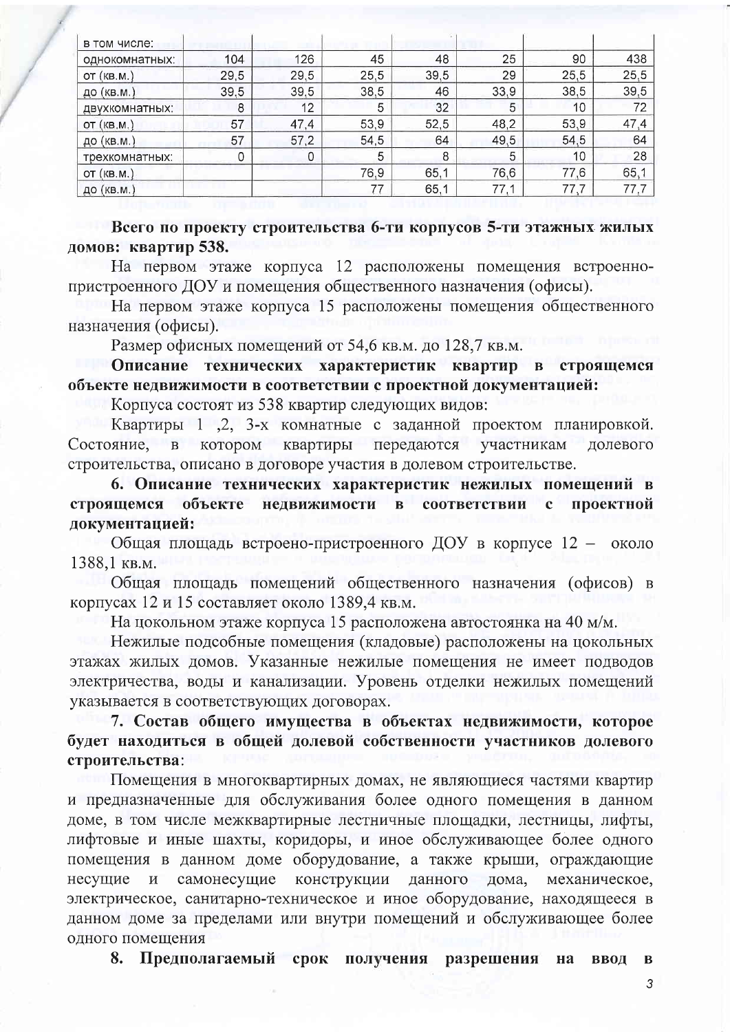| в том числе: | | | | | | | |
|---|---|---|---|---|---|---|---|
| однокомнатных: | 104 | 126 | 45 | 48 | 25 | 90 | 438 |
| от (кв.м.) | 29,5 | 29,5 | 25,5 | 39,5 | 29 | 25,5 | 25,5 |
| до (кв.м.) | 39,5 | 39,5 | 38,5 | 46 | 33,9 | 38,5 | 39,5 |
| двухкомнатных: | 8 | 12 | 5 | 32 | 5 | 10 | 72 |
| от (кв.м.) | 57 | 47,4 | 53,9 | 52,5 | 48,2 | 53,9 | 47,4 |
| до (кв.м.) | 57 | 57,2 | 54,5 | 64 | 49,5 | 54,5 | 64 |
| трехкомнатных: | 0 | 0 | 5 | 8 | 5 | 10 | 28 |
| от (кв.м.) | | | 76,9 | 65,1 | 76,6 | 77,6 | 65,1 |
| до (кв.м.) | | | 77 | 65,1 | 77,1 | 77,7 | 77,7 |

**Всего по проекту строительства 6-ти корпусов 5-ти этажных жилых домов: квартир 538.**

На первом этаже корпуса 12 расположены помещения встроенно-пристроенного ДОУ и помещения общественного назначения (офисы).

На первом этаже корпуса 15 расположены помещения общественного назначения (офисы).

Размер офисных помещений от 54,6 кв.м. до 128,7 кв.м.

**Описание технических характеристик квартир в строящемся объекте недвижимости в соответствии с проектной документацией:**

Корпуса состоят из 538 квартир следующих видов:

Квартиры 1 ,2, 3-х комнатные с заданной проектом планировкой. Состояние, в котором квартиры передаются участникам долевого строительства, описано в договоре участия в долевом строительстве.

**6. Описание технических характеристик нежилых помещений в строящемся объекте недвижимости в соответствии с проектной документацией:**

Общая площадь встроено-пристроенного ДОУ в корпусе 12 – около 1388,1 кв.м.

Общая площадь помещений общественного назначения (офисов) в корпусах 12 и 15 составляет около 1389,4 кв.м.

На цокольном этаже корпуса 15 расположена автостоянка на 40 м/м.

Нежилые подсобные помещения (кладовые) расположены на цокольных этажах жилых домов. Указанные нежилые помещения не имеет подводов электричества, воды и канализации. Уровень отделки нежилых помещений указывается в соответствующих договорах.

**7. Состав общего имущества в объектах недвижимости, которое будет находиться в общей долевой собственности участников долевого строительства**:

Помещения в многоквартирных домах, не являющиеся частями квартир и предназначенные для обслуживания более одного помещения в данном доме, в том числе межквартирные лестничные площадки, лестницы, лифты, лифтовые и иные шахты, коридоры, и иное обслуживающее более одного помещения в данном доме оборудование, а также крыши, ограждающие несущие и самонесущие конструкции данного дома, механическое, электрическое, санитарно-техническое и иное оборудование, находящееся в данном доме за пределами или внутри помещений и обслуживающее более одного помещения

**8. Предполагаемый срок получения разрешения на ввод в**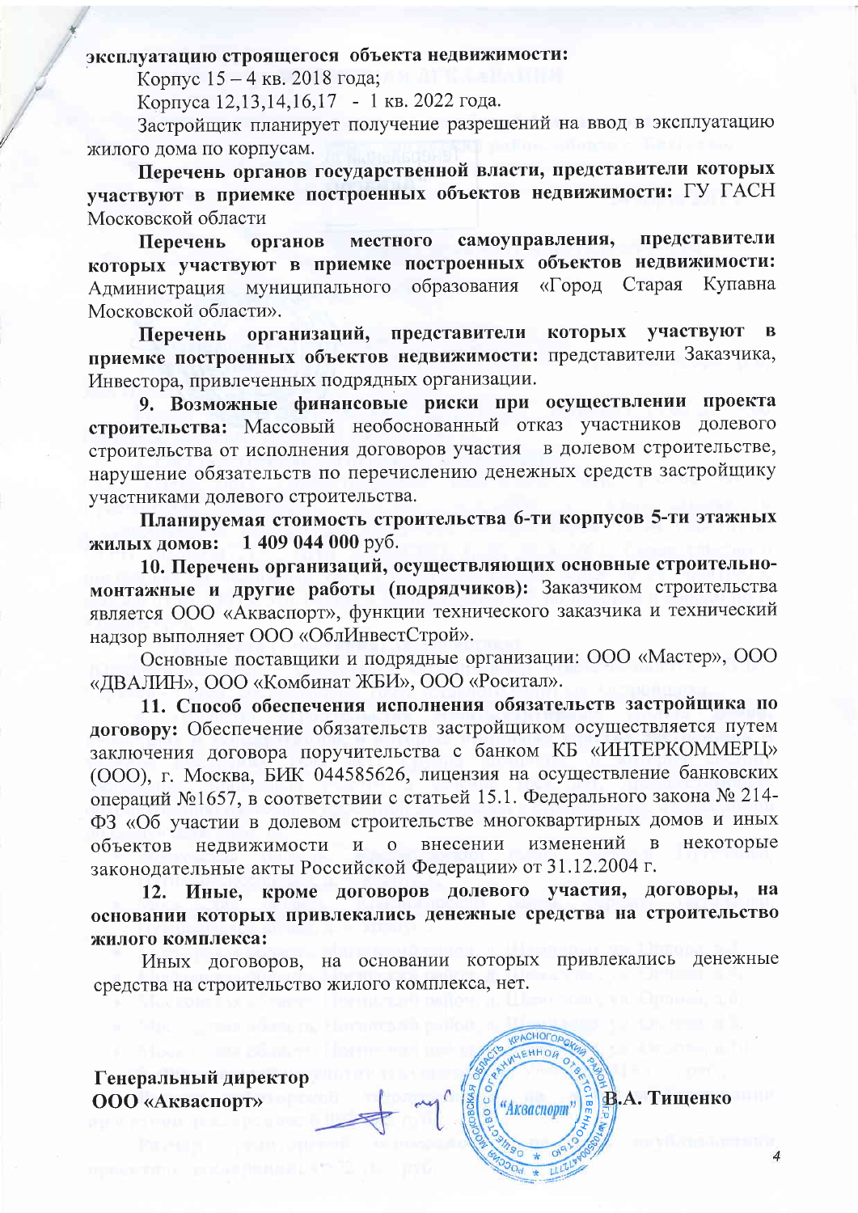**эксплуатацию строящегося объекта недвижимости:**

Корпус 15 – 4 кв. 2018 года;

Корпуса 12,13,14,16,17 - 1 кв. 2022 года.

Застройщик планирует получение разрешений на ввод в эксплуатацию жилого дома по корпусам.

**Перечень органов государственной власти, представители которых участвуют в приемке построенных объектов недвижимости:** ГУ ГАСН Московской области

**Перечень органов местного самоуправления, представители которых участвуют в приемке построенных объектов недвижимости:** Администрация муниципального образования «Город Старая Купавна Московской области».

**Перечень организаций, представители которых участвуют в приемке построенных объектов недвижимости:** представители Заказчика, Инвестора, привлеченных подрядных организации.

**9. Возможные финансовые риски при осуществлении проекта строительства:** Массовый необоснованный отказ участников долевого строительства от исполнения договоров участия в долевом строительстве, нарушение обязательств по перечислению денежных средств застройщику участниками долевого строительства.

**Планируемая стоимость строительства 6-ти корпусов 5-ти этажных жилых домов: 1 409 044 000** руб.

**10. Перечень организаций, осуществляющих основные строительно-монтажные и другие работы (подрядчиков):** Заказчиком строительства является ООО «Акваспорт», функции технического заказчика и технический надзор выполняет ООО «ОблИнвестСтрой».

Основные поставщики и подрядные организации: ООО «Мастер», ООО «ДВАЛИН», ООО «Комбинат ЖБИ», ООО «Роситал».

**11. Способ обеспечения исполнения обязательств застройщика по договору:** Обеспечение обязательств застройщиком осуществляется путем заключения договора поручительства с банком КБ «ИНТЕРКОММЕРЦ» (ООО), г. Москва, БИК 044585626, лицензия на осуществление банковских операций №1657, в соответствии с статьей 15.1. Федерального закона № 214-ФЗ «Об участии в долевом строительстве многоквартирных домов и иных объектов недвижимости и о внесении изменений в некоторые законодательные акты Российской Федерации» от 31.12.2004 г.

**12. Иные, кроме договоров долевого участия, договоры, на основании которых привлекались денежные средства на строительство жилого комплекса:**

Иных договоров, на основании которых привлекались денежные средства на строительство жилого комплекса, нет.

**Генеральный директор**
**ООО «Акваспорт»** **В.А. Тищенко**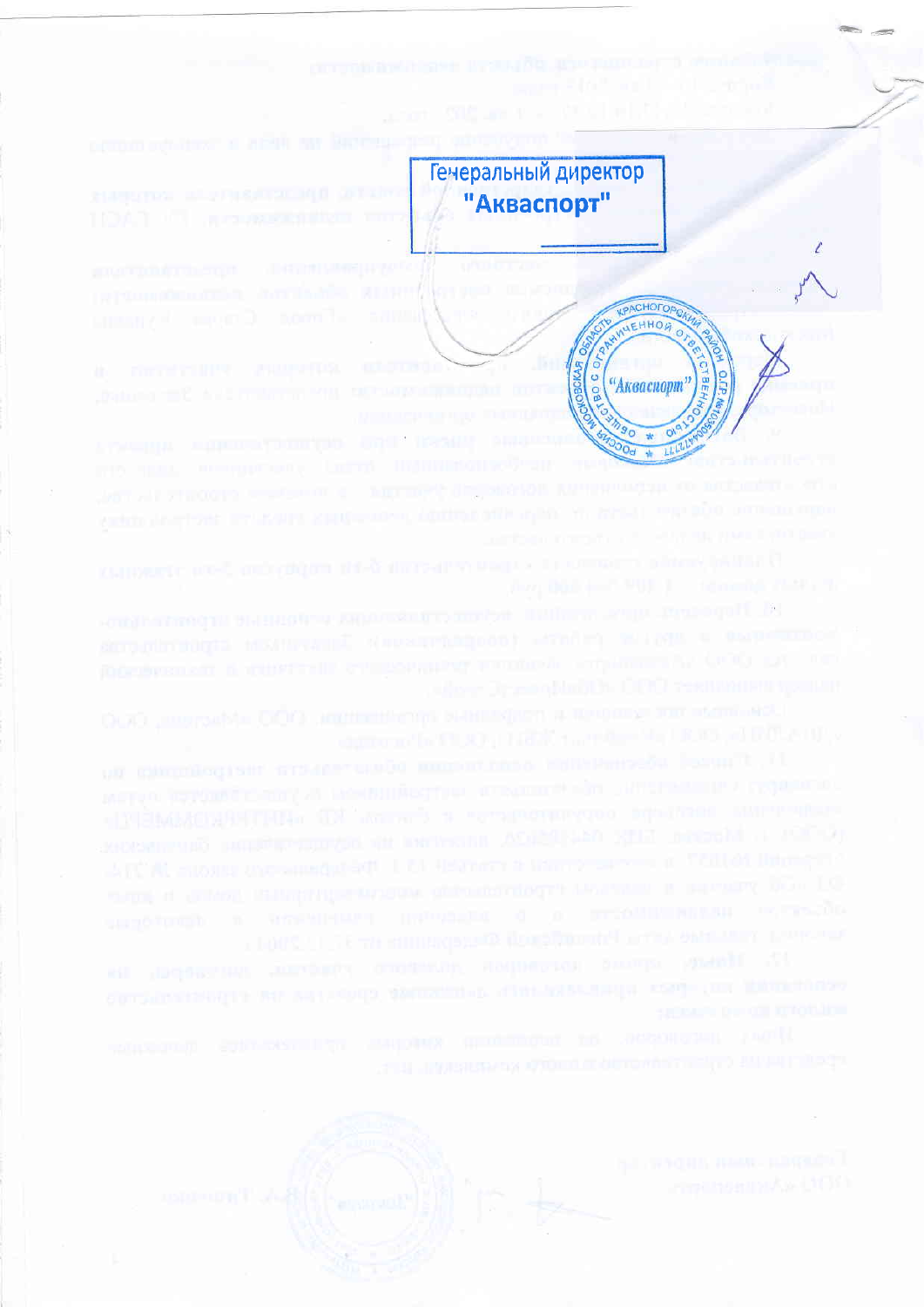Генеральный директор
"Аквaспорт"

МОСКОВСКАЯ ОБЛАСТЬ КРАСНОГОРСКИЙ РАЙОН
ОБЩЕСТВО С ОГРАНИЧЕННОЙ ОТВЕТСТВЕННОСТЬЮ
"Аквaспорт"
РОССИЯ